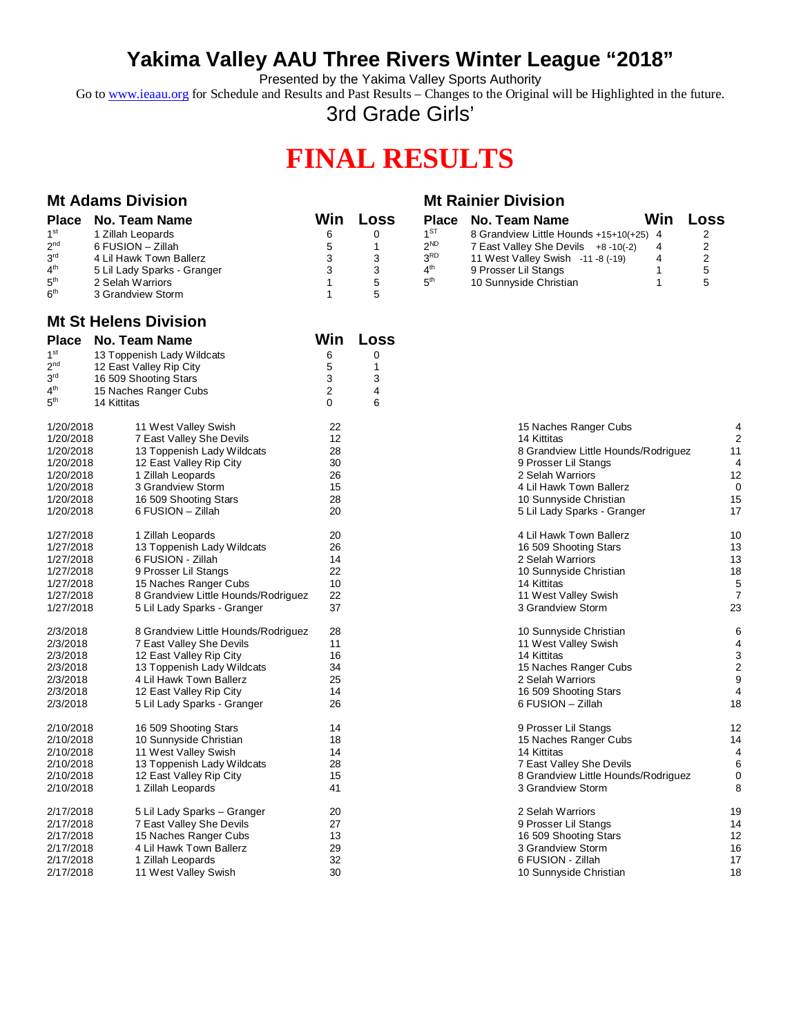# Yakima Valley AAU Three Rivers Winter League "2018"

Presented by the Yakima Valley Sports Authority

Go to www.ieaau.org for Schedule and Results and Past Results – Changes to the Original will be Highlighted in the future.

3rd Grade Girls'

# FINAL RESULTS

## Mt Adams Division

| Place | No. Team Name | Win | Loss |
|---|---|---|---|
| 1st | 1 Zillah Leopards | 6 | 0 |
| 2nd | 6 FUSION – Zillah | 5 | 1 |
| 3rd | 4 Lil Hawk Town Ballerz | 3 | 3 |
| 4th | 5 Lil Lady Sparks - Granger | 3 | 3 |
| 5th | 2 Selah Warriors | 1 | 5 |
| 6th | 3 Grandview Storm | 1 | 5 |

## Mt Rainier Division

| Place | No. Team Name | Win | Loss |
|---|---|---|---|
| 1ST | 8 Grandview Little Hounds +15+10(+25) | 4 | 2 |
| 2ND | 7 East Valley She Devils +8 -10(-2) | 4 | 2 |
| 3RD | 11 West Valley Swish -11 -8 (-19) | 4 | 2 |
| 4th | 9 Prosser Lil Stangs | 1 | 5 |
| 5th | 10 Sunnyside Christian | 1 | 5 |

## Mt St Helens Division

| Place | No. Team Name | Win | Loss |
|---|---|---|---|
| 1st | 13 Toppenish Lady Wildcats | 6 | 0 |
| 2nd | 12 East Valley Rip City | 5 | 1 |
| 3rd | 16 509 Shooting Stars | 3 | 3 |
| 4th | 15 Naches Ranger Cubs | 2 | 4 |
| 5th | 14 Kittitas | 0 | 6 |

| Date | Team | Score | Team | Score |
|---|---|---|---|---|
| 1/20/2018 | 11 West Valley Swish | 22 | 15 Naches Ranger Cubs | 4 |
| 1/20/2018 | 7 East Valley She Devils | 12 | 14 Kittitas | 2 |
| 1/20/2018 | 13 Toppenish Lady Wildcats | 28 | 8 Grandview Little Hounds/Rodriguez | 11 |
| 1/20/2018 | 12 East Valley Rip City | 30 | 9 Prosser Lil Stangs | 4 |
| 1/20/2018 | 1 Zillah Leopards | 26 | 2 Selah Warriors | 12 |
| 1/20/2018 | 3 Grandview Storm | 15 | 4 Lil Hawk Town Ballerz | 0 |
| 1/20/2018 | 16 509 Shooting Stars | 28 | 10 Sunnyside Christian | 15 |
| 1/20/2018 | 6 FUSION – Zillah | 20 | 5 Lil Lady Sparks - Granger | 17 |
| 1/27/2018 | 1 Zillah Leopards | 20 | 4 Lil Hawk Town Ballerz | 10 |
| 1/27/2018 | 13 Toppenish Lady Wildcats | 26 | 16 509 Shooting Stars | 13 |
| 1/27/2018 | 6 FUSION - Zillah | 14 | 2 Selah Warriors | 13 |
| 1/27/2018 | 9 Prosser Lil Stangs | 22 | 10 Sunnyside Christian | 18 |
| 1/27/2018 | 15 Naches Ranger Cubs | 10 | 14 Kittitas | 5 |
| 1/27/2018 | 8 Grandview Little Hounds/Rodriguez | 22 | 11 West Valley Swish | 7 |
| 1/27/2018 | 5 Lil Lady Sparks - Granger | 37 | 3 Grandview Storm | 23 |
| 2/3/2018 | 8 Grandview Little Hounds/Rodriguez | 28 | 10 Sunnyside Christian | 6 |
| 2/3/2018 | 7 East Valley She Devils | 11 | 11 West Valley Swish | 4 |
| 2/3/2018 | 12 East Valley Rip City | 16 | 14 Kittitas | 3 |
| 2/3/2018 | 13 Toppenish Lady Wildcats | 34 | 15 Naches Ranger Cubs | 2 |
| 2/3/2018 | 4 Lil Hawk Town Ballerz | 25 | 2 Selah Warriors | 9 |
| 2/3/2018 | 12 East Valley Rip City | 14 | 16 509 Shooting Stars | 4 |
| 2/3/2018 | 5 Lil Lady Sparks - Granger | 26 | 6 FUSION – Zillah | 18 |
| 2/10/2018 | 16 509 Shooting Stars | 14 | 9 Prosser Lil Stangs | 12 |
| 2/10/2018 | 10 Sunnyside Christian | 18 | 15 Naches Ranger Cubs | 14 |
| 2/10/2018 | 11 West Valley Swish | 14 | 14 Kittitas | 4 |
| 2/10/2018 | 13 Toppenish Lady Wildcats | 28 | 7 East Valley She Devils | 6 |
| 2/10/2018 | 12 East Valley Rip City | 15 | 8 Grandview Little Hounds/Rodriguez | 0 |
| 2/10/2018 | 1 Zillah Leopards | 41 | 3 Grandview Storm | 8 |
| 2/17/2018 | 5 Lil Lady Sparks – Granger | 20 | 2 Selah Warriors | 19 |
| 2/17/2018 | 7 East Valley She Devils | 27 | 9 Prosser Lil Stangs | 14 |
| 2/17/2018 | 15 Naches Ranger Cubs | 13 | 16 509 Shooting Stars | 12 |
| 2/17/2018 | 4 Lil Hawk Town Ballerz | 29 | 3 Grandview Storm | 16 |
| 2/17/2018 | 1 Zillah Leopards | 32 | 6 FUSION - Zillah | 17 |
| 2/17/2018 | 11 West Valley Swish | 30 | 10 Sunnyside Christian | 18 |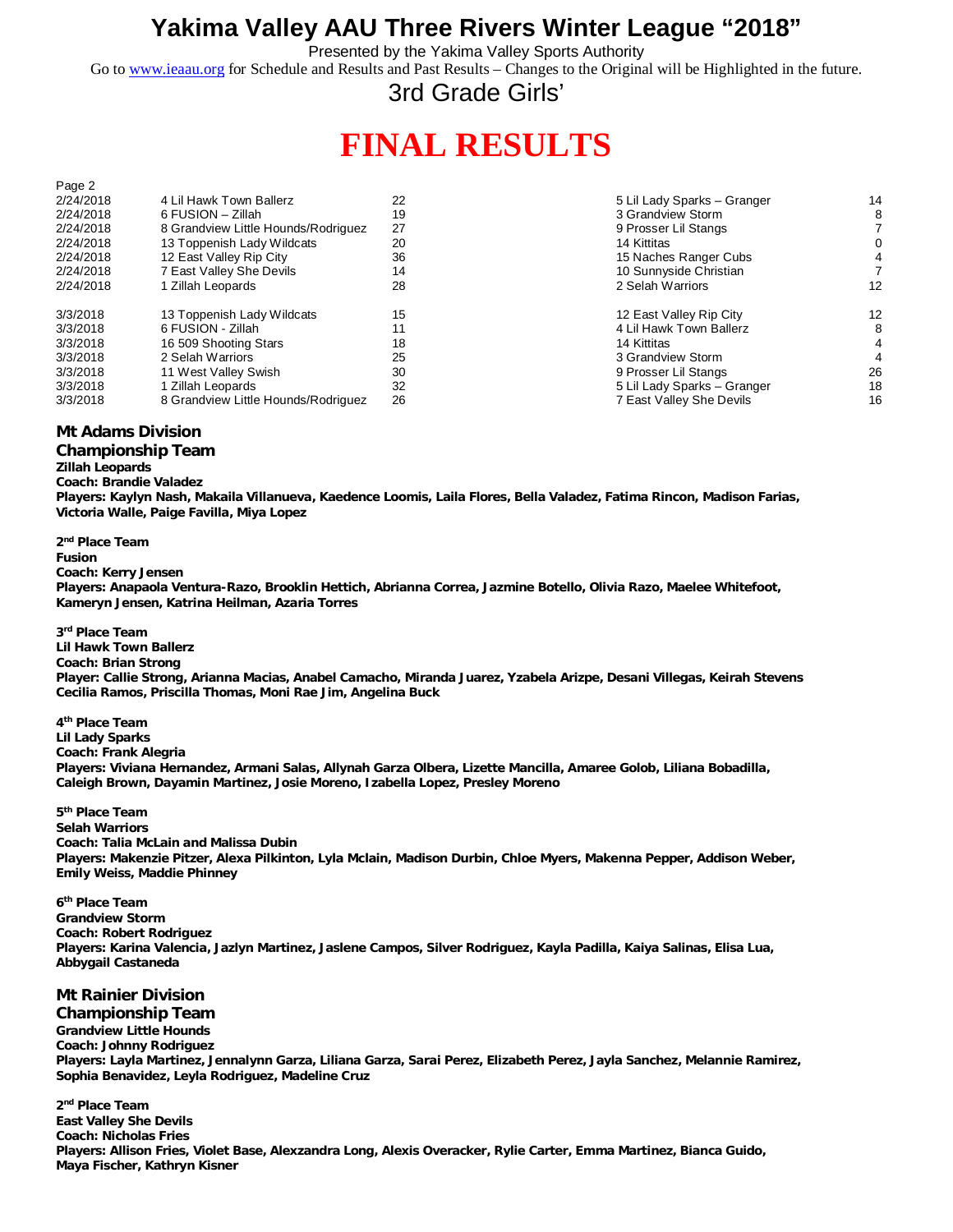# Yakima Valley AAU Three Rivers Winter League "2018"

Presented by the Yakima Valley Sports Authority

Go to www.ieaau.org for Schedule and Results and Past Results – Changes to the Original will be Highlighted in the future.

## 3rd Grade Girls'

# FINAL RESULTS

Page 2

| Date | Team | Score | Team | Score |
|---|---|---|---|---|
| 2/24/2018 | 4 Lil Hawk Town Ballerz | 22 | 5 Lil Lady Sparks – Granger | 14 |
| 2/24/2018 | 6 FUSION – Zillah | 19 | 3 Grandview Storm | 8 |
| 2/24/2018 | 8 Grandview Little Hounds/Rodriguez | 27 | 9 Prosser Lil Stangs | 7 |
| 2/24/2018 | 13 Toppenish Lady Wildcats | 20 | 14 Kittitas | 0 |
| 2/24/2018 | 12 East Valley Rip City | 36 | 15 Naches Ranger Cubs | 4 |
| 2/24/2018 | 7 East Valley She Devils | 14 | 10 Sunnyside Christian | 7 |
| 2/24/2018 | 1 Zillah Leopards | 28 | 2 Selah Warriors | 12 |
| 3/3/2018 | 13 Toppenish Lady Wildcats | 15 | 12 East Valley Rip City | 12 |
| 3/3/2018 | 6 FUSION - Zillah | 11 | 4 Lil Hawk Town Ballerz | 8 |
| 3/3/2018 | 16 509 Shooting Stars | 18 | 14 Kittitas | 4 |
| 3/3/2018 | 2 Selah Warriors | 25 | 3 Grandview Storm | 4 |
| 3/3/2018 | 11 West Valley Swish | 30 | 9 Prosser Lil Stangs | 26 |
| 3/3/2018 | 1 Zillah Leopards | 32 | 5 Lil Lady Sparks – Granger | 18 |
| 3/3/2018 | 8 Grandview Little Hounds/Rodriguez | 26 | 7 East Valley She Devils | 16 |

## Mt Adams Division

### Championship Team

**Zillah Leopards**
**Coach: Brandie Valadez**
**Players: Kaylyn Nash, Makaila Villanueva, Kaedence Loomis, Laila Flores, Bella Valadez, Fatima Rincon, Madison Farias, Victoria Walle, Paige Favilla, Miya Lopez**

**2nd Place Team**
**Fusion**
**Coach: Kerry Jensen**
**Players: Anapaola Ventura-Razo, Brooklin Hettich, Abrianna Correa, Jazmine Botello, Olivia Razo, Maelee Whitefoot, Kameryn Jensen, Katrina Heilman, Azaria Torres**

**3rd Place Team**
**Lil Hawk Town Ballerz**
**Coach: Brian Strong**
**Player: Callie Strong, Arianna Macias, Anabel Camacho, Miranda Juarez, Yzabela Arizpe, Desani Villegas, Keirah Stevens Cecilia Ramos, Priscilla Thomas, Moni Rae Jim, Angelina Buck**

**4th Place Team**
**Lil Lady Sparks**
**Coach: Frank Alegria**
**Players: Viviana Hernandez, Armani Salas, Allynah Garza Olbera, Lizette Mancilla, Amaree Golob, Liliana Bobadilla, Caleigh Brown, Dayamin Martinez, Josie Moreno, Izabella Lopez, Presley Moreno**

**5th Place Team**
**Selah Warriors**
**Coach: Talia McLain and Malissa Dubin**
**Players: Makenzie Pitzer, Alexa Pilkinton, Lyla Mclain, Madison Durbin, Chloe Myers, Makenna Pepper, Addison Weber, Emily Weiss, Maddie Phinney**

**6th Place Team**
**Grandview Storm**
**Coach: Robert Rodriguez**
**Players: Karina Valencia, Jazlyn Martinez, Jaslene Campos, Silver Rodriguez, Kayla Padilla, Kaiya Salinas, Elisa Lua, Abbygail Castaneda**

## Mt Rainier Division

### Championship Team

**Grandview Little Hounds**
**Coach: Johnny Rodriguez**
**Players: Layla Martinez, Jennalynn Garza, Liliana Garza, Sarai Perez, Elizabeth Perez, Jayla Sanchez, Melannie Ramirez, Sophia Benavidez, Leyla Rodriguez, Madeline Cruz**

**2nd Place Team**
**East Valley She Devils**
**Coach: Nicholas Fries**
**Players: Allison Fries, Violet Base, Alexzandra Long, Alexis Overacker, Rylie Carter, Emma Martinez, Bianca Guido, Maya Fischer, Kathryn Kisner**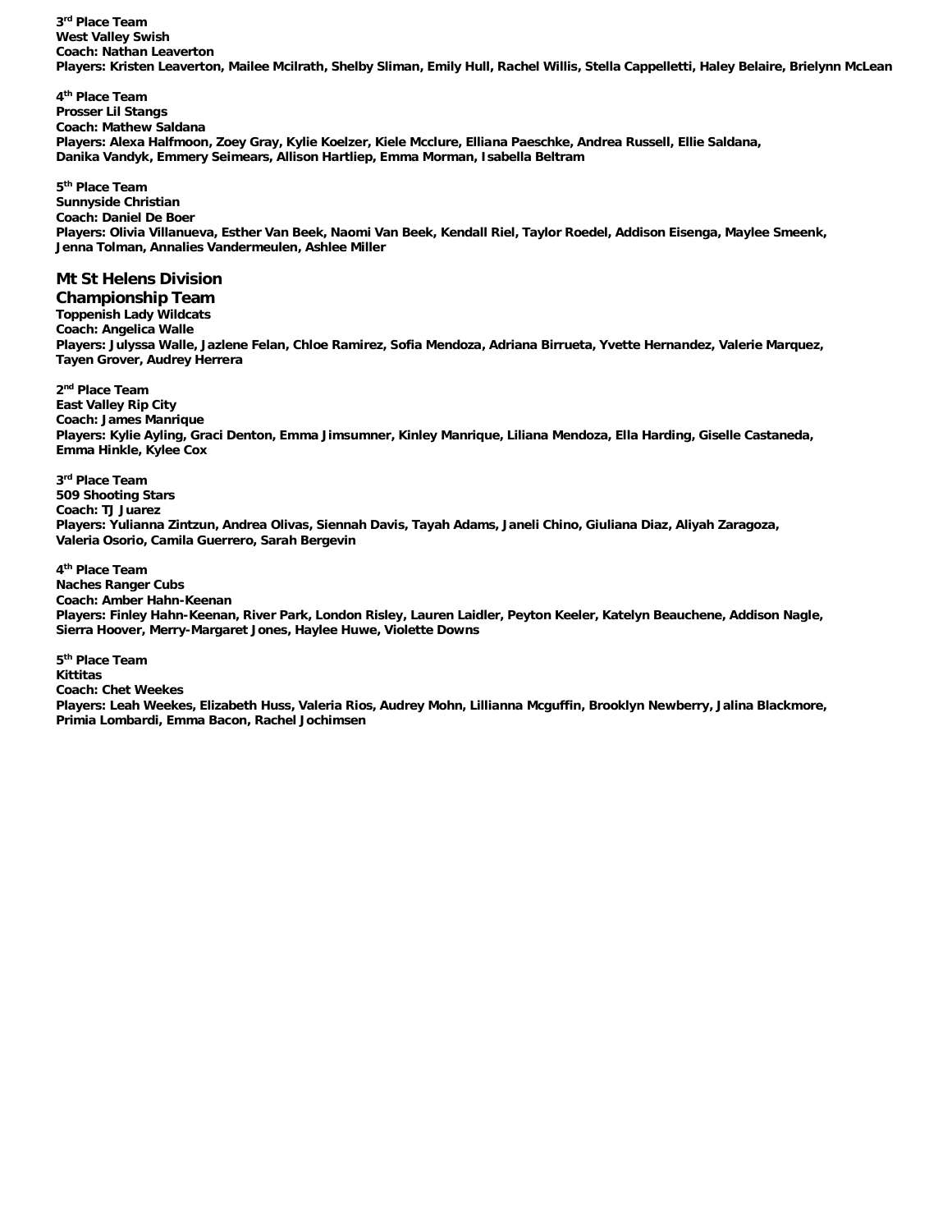**3rd Place Team**
**West Valley Swish**
**Coach: Nathan Leaverton**
**Players: Kristen Leaverton, Mailee Mcilrath, Shelby Sliman, Emily Hull, Rachel Willis, Stella Cappelletti, Haley Belaire, Brielynn McLean**

**4th Place Team**
**Prosser Lil Stangs**
**Coach: Mathew Saldana**
**Players: Alexa Halfmoon, Zoey Gray, Kylie Koelzer, Kiele Mcclure, Elliana Paeschke, Andrea Russell, Ellie Saldana, Danika Vandyk, Emmery Seimears, Allison Hartliep, Emma Morman, Isabella Beltram**

**5th Place Team**
**Sunnyside Christian**
**Coach: Daniel De Boer**
**Players: Olivia Villanueva, Esther Van Beek, Naomi Van Beek, Kendall Riel, Taylor Roedel, Addison Eisenga, Maylee Smeenk, Jenna Tolman, Annalies Vandermeulen, Ashlee Miller**

## Mt St Helens Division

### Championship Team

**Toppenish Lady Wildcats**
**Coach: Angelica Walle**
**Players: Julyssa Walle, Jazlene Felan, Chloe Ramirez, Sofia Mendoza, Adriana Birrueta, Yvette Hernandez, Valerie Marquez, Tayen Grover, Audrey Herrera**

**2nd Place Team**
**East Valley Rip City**
**Coach: James Manrique**
**Players: Kylie Ayling, Graci Denton, Emma Jimsumner, Kinley Manrique, Liliana Mendoza, Ella Harding, Giselle Castaneda, Emma Hinkle, Kylee Cox**

**3rd Place Team**
**509 Shooting Stars**
**Coach: TJ Juarez**
**Players: Yulianna Zintzun, Andrea Olivas, Siennah Davis, Tayah Adams, Janeli Chino, Giuliana Diaz, Aliyah Zaragoza, Valeria Osorio, Camila Guerrero, Sarah Bergevin**

**4th Place Team**
**Naches Ranger Cubs**
**Coach: Amber Hahn-Keenan**
**Players: Finley Hahn-Keenan, River Park, London Risley, Lauren Laidler, Peyton Keeler, Katelyn Beauchene, Addison Nagle, Sierra Hoover, Merry-Margaret Jones, Haylee Huwe, Violette Downs**

**5th Place Team**
**Kittitas**
**Coach: Chet Weekes**
**Players: Leah Weekes, Elizabeth Huss, Valeria Rios, Audrey Mohn, Lillianna Mcguffin, Brooklyn Newberry, Jalina Blackmore, Primia Lombardi, Emma Bacon, Rachel Jochimsen**